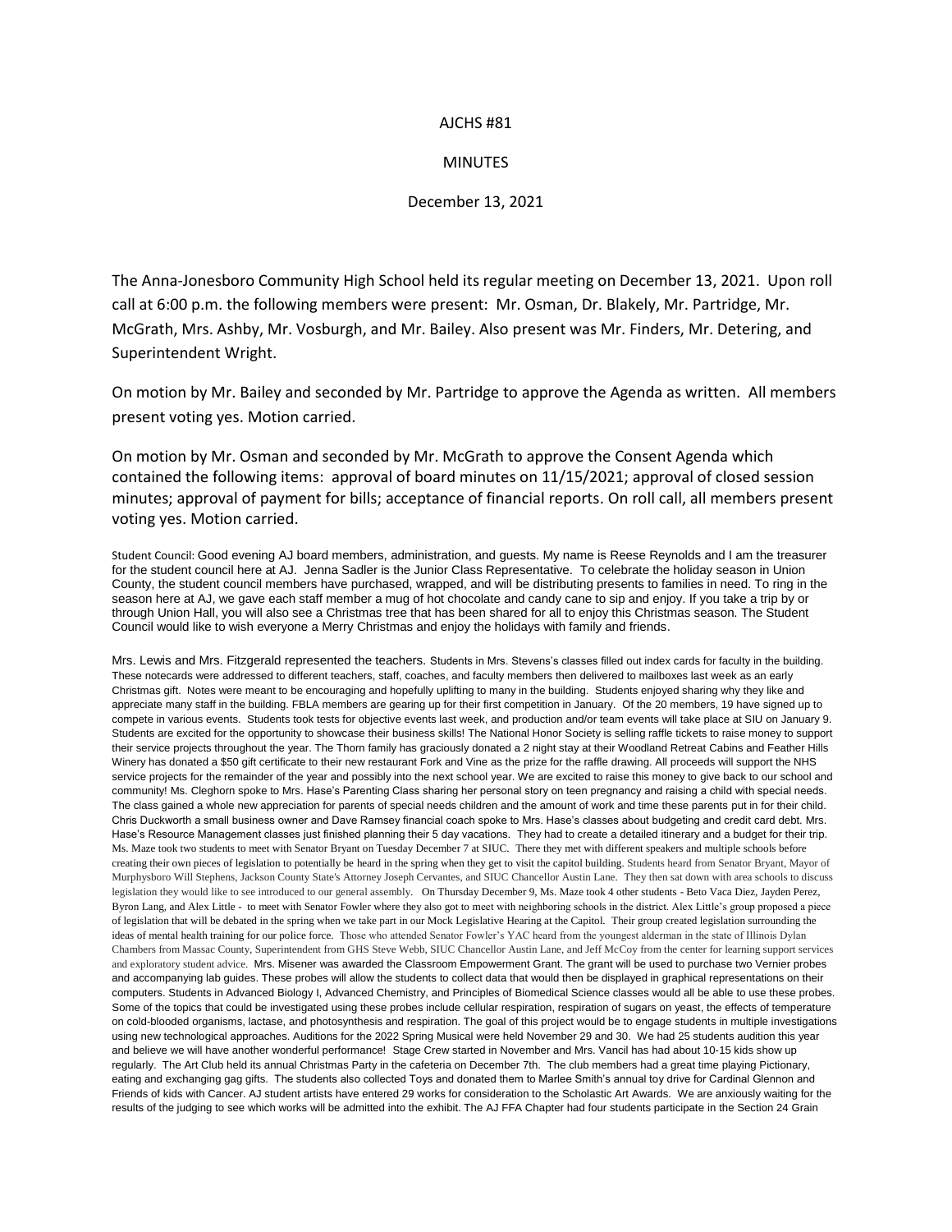AJCHS #81

MINUTES

December 13, 2021

The Anna-Jonesboro Community High School held its regular meeting on December 13, 2021. Upon roll call at 6:00 p.m. the following members were present: Mr. Osman, Dr. Blakely, Mr. Partridge, Mr. McGrath, Mrs. Ashby, Mr. Vosburgh, and Mr. Bailey. Also present was Mr. Finders, Mr. Detering, and Superintendent Wright.

On motion by Mr. Bailey and seconded by Mr. Partridge to approve the Agenda as written. All members present voting yes. Motion carried.

On motion by Mr. Osman and seconded by Mr. McGrath to approve the Consent Agenda which contained the following items: approval of board minutes on 11/15/2021; approval of closed session minutes; approval of payment for bills; acceptance of financial reports. On roll call, all members present voting yes. Motion carried.

Student Council: Good evening AJ board members, administration, and guests. My name is Reese Reynolds and I am the treasurer for the student council here at AJ. Jenna Sadler is the Junior Class Representative. To celebrate the holiday season in Union County, the student council members have purchased, wrapped, and will be distributing presents to families in need. To ring in the season here at AJ, we gave each staff member a mug of hot chocolate and candy cane to sip and enjoy. If you take a trip by or through Union Hall, you will also see a Christmas tree that has been shared for all to enjoy this Christmas season. The Student Council would like to wish everyone a Merry Christmas and enjoy the holidays with family and friends.

Mrs. Lewis and Mrs. Fitzgerald represented the teachers. Students in Mrs. Stevens's classes filled out index cards for faculty in the building. These notecards were addressed to different teachers, staff, coaches, and faculty members then delivered to mailboxes last week as an early Christmas gift. Notes were meant to be encouraging and hopefully uplifting to many in the building. Students enjoyed sharing why they like and appreciate many staff in the building. FBLA members are gearing up for their first competition in January. Of the 20 members, 19 have signed up to compete in various events. Students took tests for objective events last week, and production and/or team events will take place at SIU on January 9. Students are excited for the opportunity to showcase their business skills! The National Honor Society is selling raffle tickets to raise money to support their service projects throughout the year. The Thorn family has graciously donated a 2 night stay at their Woodland Retreat Cabins and Feather Hills Winery has donated a $50 gift certificate to their new restaurant Fork and Vine as the prize for the raffle drawing. All proceeds will support the NHS service projects for the remainder of the year and possibly into the next school year. We are excited to raise this money to give back to our school and community! Ms. Cleghorn spoke to Mrs. Hase's Parenting Class sharing her personal story on teen pregnancy and raising a child with special needs. The class gained a whole new appreciation for parents of special needs children and the amount of work and time these parents put in for their child. Chris Duckworth a small business owner and Dave Ramsey financial coach spoke to Mrs. Hase's classes about budgeting and credit card debt. Mrs. Hase's Resource Management classes just finished planning their 5 day vacations. They had to create a detailed itinerary and a budget for their trip. Ms. Maze took two students to meet with Senator Bryant on Tuesday December 7 at SIUC. There they met with different speakers and multiple schools before creating their own pieces of legislation to potentially be heard in the spring when they get to visit the capitol building. Students heard from Senator Bryant, Mayor of Murphysboro Will Stephens, Jackson County State's Attorney Joseph Cervantes, and SIUC Chancellor Austin Lane. They then sat down with area schools to discuss legislation they would like to see introduced to our general assembly. On Thursday December 9, Ms. Maze took 4 other students - Beto Vaca Diez, Jayden Perez, Byron Lang, and Alex Little - to meet with Senator Fowler where they also got to meet with neighboring schools in the district. Alex Little's group proposed a piece of legislation that will be debated in the spring when we take part in our Mock Legislative Hearing at the Capitol. Their group created legislation surrounding the ideas of mental health training for our police force. Those who attended Senator Fowler's YAC heard from the youngest alderman in the state of Illinois Dylan Chambers from Massac County, Superintendent from GHS Steve Webb, SIUC Chancellor Austin Lane, and Jeff McCoy from the center for learning support services and exploratory student advice. Mrs. Misener was awarded the Classroom Empowerment Grant. The grant will be used to purchase two Vernier probes and accompanying lab guides. These probes will allow the students to collect data that would then be displayed in graphical representations on their computers. Students in Advanced Biology I, Advanced Chemistry, and Principles of Biomedical Science classes would all be able to use these probes. Some of the topics that could be investigated using these probes include cellular respiration, respiration of sugars on yeast, the effects of temperature on cold-blooded organisms, lactase, and photosynthesis and respiration. The goal of this project would be to engage students in multiple investigations using new technological approaches. Auditions for the 2022 Spring Musical were held November 29 and 30. We had 25 students audition this year and believe we will have another wonderful performance! Stage Crew started in November and Mrs. Vancil has had about 10-15 kids show up regularly. The Art Club held its annual Christmas Party in the cafeteria on December 7th. The club members had a great time playing Pictionary, eating and exchanging gag gifts. The students also collected Toys and donated them to Marlee Smith's annual toy drive for Cardinal Glennon and Friends of kids with Cancer. AJ student artists have entered 29 works for consideration to the Scholastic Art Awards. We are anxiously waiting for the results of the judging to see which works will be admitted into the exhibit. The AJ FFA Chapter had four students participate in the Section 24 Grain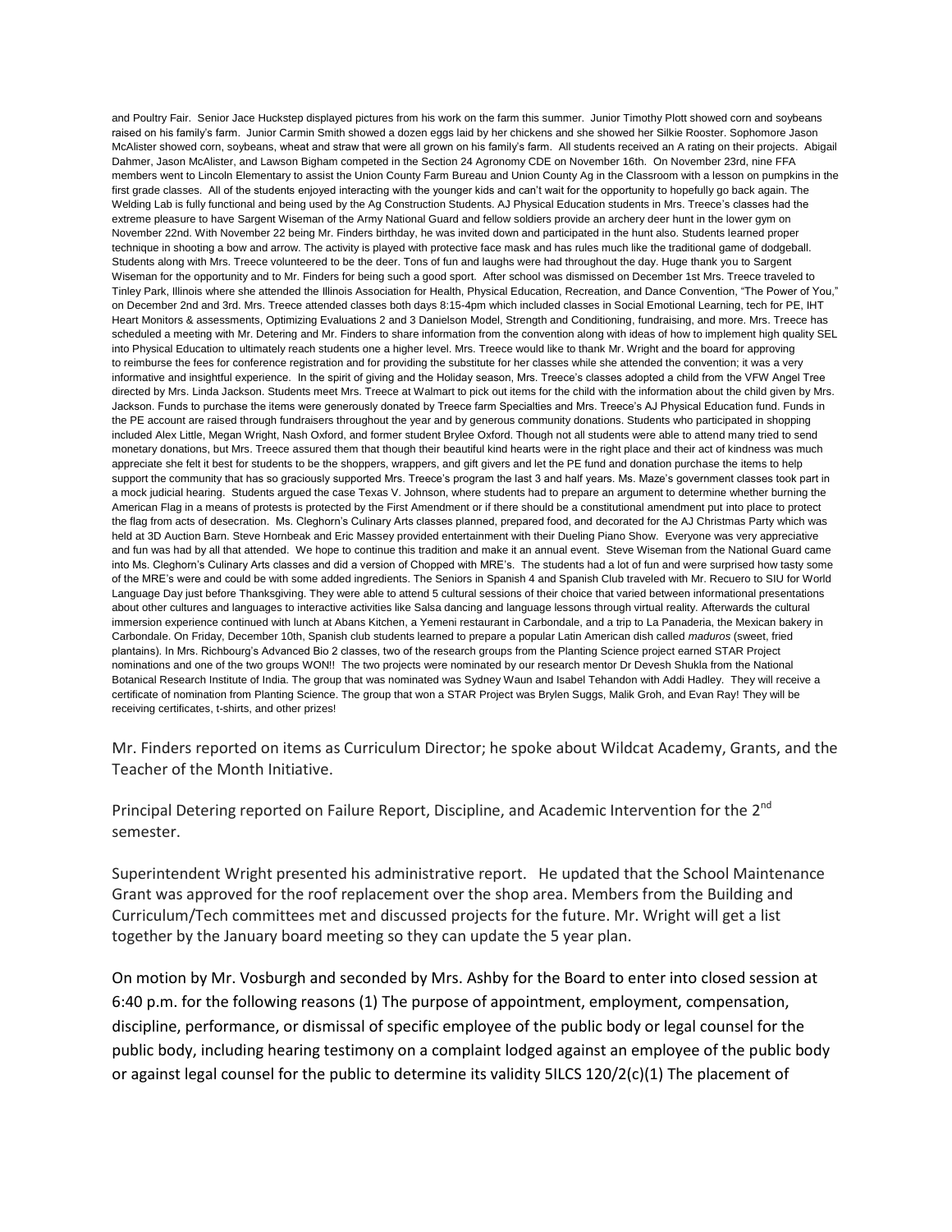and Poultry Fair. Senior Jace Huckstep displayed pictures from his work on the farm this summer. Junior Timothy Plott showed corn and soybeans raised on his family's farm. Junior Carmin Smith showed a dozen eggs laid by her chickens and she showed her Silkie Rooster. Sophomore Jason McAlister showed corn, soybeans, wheat and straw that were all grown on his family's farm. All students received an A rating on their projects. Abigail Dahmer, Jason McAlister, and Lawson Bigham competed in the Section 24 Agronomy CDE on November 16th. On November 23rd, nine FFA members went to Lincoln Elementary to assist the Union County Farm Bureau and Union County Ag in the Classroom with a lesson on pumpkins in the first grade classes. All of the students enjoyed interacting with the younger kids and can't wait for the opportunity to hopefully go back again. The Welding Lab is fully functional and being used by the Ag Construction Students. AJ Physical Education students in Mrs. Treece's classes had the extreme pleasure to have Sargent Wiseman of the Army National Guard and fellow soldiers provide an archery deer hunt in the lower gym on November 22nd. With November 22 being Mr. Finders birthday, he was invited down and participated in the hunt also. Students learned proper technique in shooting a bow and arrow. The activity is played with protective face mask and has rules much like the traditional game of dodgeball. Students along with Mrs. Treece volunteered to be the deer. Tons of fun and laughs were had throughout the day. Huge thank you to Sargent Wiseman for the opportunity and to Mr. Finders for being such a good sport. After school was dismissed on December 1st Mrs. Treece traveled to Tinley Park, Illinois where she attended the Illinois Association for Health, Physical Education, Recreation, and Dance Convention, "The Power of You," on December 2nd and 3rd. Mrs. Treece attended classes both days 8:15-4pm which included classes in Social Emotional Learning, tech for PE, IHT Heart Monitors & assessments, Optimizing Evaluations 2 and 3 Danielson Model, Strength and Conditioning, fundraising, and more. Mrs. Treece has scheduled a meeting with Mr. Detering and Mr. Finders to share information from the convention along with ideas of how to implement high quality SEL into Physical Education to ultimately reach students one a higher level. Mrs. Treece would like to thank Mr. Wright and the board for approving to reimburse the fees for conference registration and for providing the substitute for her classes while she attended the convention; it was a very informative and insightful experience. In the spirit of giving and the Holiday season, Mrs. Treece's classes adopted a child from the VFW Angel Tree directed by Mrs. Linda Jackson. Students meet Mrs. Treece at Walmart to pick out items for the child with the information about the child given by Mrs. Jackson. Funds to purchase the items were generously donated by Treece farm Specialties and Mrs. Treece's AJ Physical Education fund. Funds in the PE account are raised through fundraisers throughout the year and by generous community donations. Students who participated in shopping included Alex Little, Megan Wright, Nash Oxford, and former student Brylee Oxford. Though not all students were able to attend many tried to send monetary donations, but Mrs. Treece assured them that though their beautiful kind hearts were in the right place and their act of kindness was much appreciate she felt it best for students to be the shoppers, wrappers, and gift givers and let the PE fund and donation purchase the items to help support the community that has so graciously supported Mrs. Treece's program the last 3 and half years. Ms. Maze's government classes took part in a mock judicial hearing. Students argued the case Texas V. Johnson, where students had to prepare an argument to determine whether burning the American Flag in a means of protests is protected by the First Amendment or if there should be a constitutional amendment put into place to protect the flag from acts of desecration. Ms. Cleghorn's Culinary Arts classes planned, prepared food, and decorated for the AJ Christmas Party which was held at 3D Auction Barn. Steve Hornbeak and Eric Massey provided entertainment with their Dueling Piano Show. Everyone was very appreciative and fun was had by all that attended. We hope to continue this tradition and make it an annual event. Steve Wiseman from the National Guard came into Ms. Cleghorn's Culinary Arts classes and did a version of Chopped with MRE's. The students had a lot of fun and were surprised how tasty some of the MRE's were and could be with some added ingredients. The Seniors in Spanish 4 and Spanish Club traveled with Mr. Recuero to SIU for World Language Day just before Thanksgiving. They were able to attend 5 cultural sessions of their choice that varied between informational presentations about other cultures and languages to interactive activities like Salsa dancing and language lessons through virtual reality. Afterwards the cultural immersion experience continued with lunch at Abans Kitchen, a Yemeni restaurant in Carbondale, and a trip to La Panaderia, the Mexican bakery in Carbondale. On Friday, December 10th, Spanish club students learned to prepare a popular Latin American dish called *maduros* (sweet, fried plantains). In Mrs. Richbourg's Advanced Bio 2 classes, two of the research groups from the Planting Science project earned STAR Project nominations and one of the two groups WON!! The two projects were nominated by our research mentor Dr Devesh Shukla from the National Botanical Research Institute of India. The group that was nominated was Sydney Waun and Isabel Tehandon with Addi Hadley. They will receive a certificate of nomination from Planting Science. The group that won a STAR Project was Brylen Suggs, Malik Groh, and Evan Ray! They will be receiving certificates, t-shirts, and other prizes!

Mr. Finders reported on items as Curriculum Director; he spoke about Wildcat Academy, Grants, and the Teacher of the Month Initiative.

Principal Detering reported on Failure Report, Discipline, and Academic Intervention for the 2nd semester.

Superintendent Wright presented his administrative report. He updated that the School Maintenance Grant was approved for the roof replacement over the shop area. Members from the Building and Curriculum/Tech committees met and discussed projects for the future. Mr. Wright will get a list together by the January board meeting so they can update the 5 year plan.

On motion by Mr. Vosburgh and seconded by Mrs. Ashby for the Board to enter into closed session at 6:40 p.m. for the following reasons (1) The purpose of appointment, employment, compensation, discipline, performance, or dismissal of specific employee of the public body or legal counsel for the public body, including hearing testimony on a complaint lodged against an employee of the public body or against legal counsel for the public to determine its validity 5ILCS 120/2(c)(1) The placement of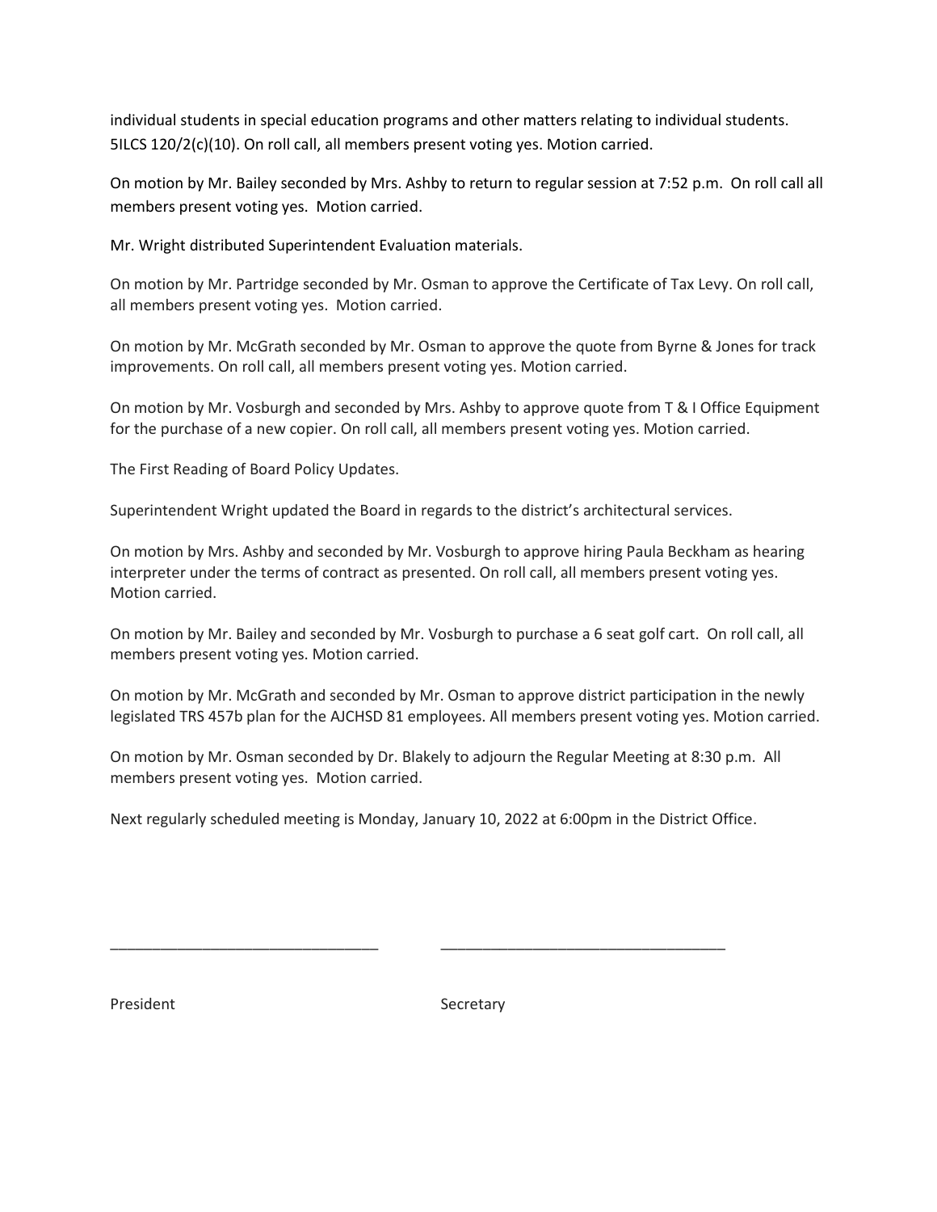individual students in special education programs and other matters relating to individual students. 5ILCS 120/2(c)(10). On roll call, all members present voting yes. Motion carried.

On motion by Mr. Bailey seconded by Mrs. Ashby to return to regular session at 7:52 p.m. On roll call all members present voting yes. Motion carried.

Mr. Wright distributed Superintendent Evaluation materials.

On motion by Mr. Partridge seconded by Mr. Osman to approve the Certificate of Tax Levy. On roll call, all members present voting yes. Motion carried.

On motion by Mr. McGrath seconded by Mr. Osman to approve the quote from Byrne & Jones for track improvements. On roll call, all members present voting yes. Motion carried.

On motion by Mr. Vosburgh and seconded by Mrs. Ashby to approve quote from T & I Office Equipment for the purchase of a new copier. On roll call, all members present voting yes. Motion carried.

The First Reading of Board Policy Updates.

Superintendent Wright updated the Board in regards to the district's architectural services.

On motion by Mrs. Ashby and seconded by Mr. Vosburgh to approve hiring Paula Beckham as hearing interpreter under the terms of contract as presented. On roll call, all members present voting yes. Motion carried.

On motion by Mr. Bailey and seconded by Mr. Vosburgh to purchase a 6 seat golf cart. On roll call, all members present voting yes. Motion carried.

On motion by Mr. McGrath and seconded by Mr. Osman to approve district participation in the newly legislated TRS 457b plan for the AJCHSD 81 employees. All members present voting yes. Motion carried.

On motion by Mr. Osman seconded by Dr. Blakely to adjourn the Regular Meeting at 8:30 p.m. All members present voting yes. Motion carried.

Next regularly scheduled meeting is Monday, January 10, 2022 at 6:00pm in the District Office.

\_\_\_\_\_\_\_\_\_\_\_\_\_\_\_\_\_\_\_\_\_\_\_\_\_\_\_\_\_\_\_\_ \_\_\_\_\_\_\_\_\_\_\_\_\_\_\_\_\_\_\_\_\_\_\_\_\_\_\_\_\_\_\_\_\_\_

President Secretary